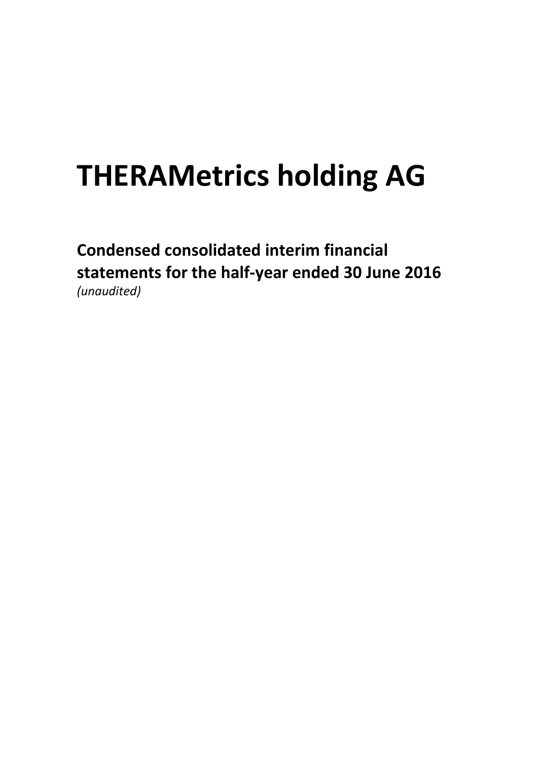# THERAMetrics holding AG

**Condensed consolidated interim financial statements for the half-year ended 30 June 2016**
*(unaudited)*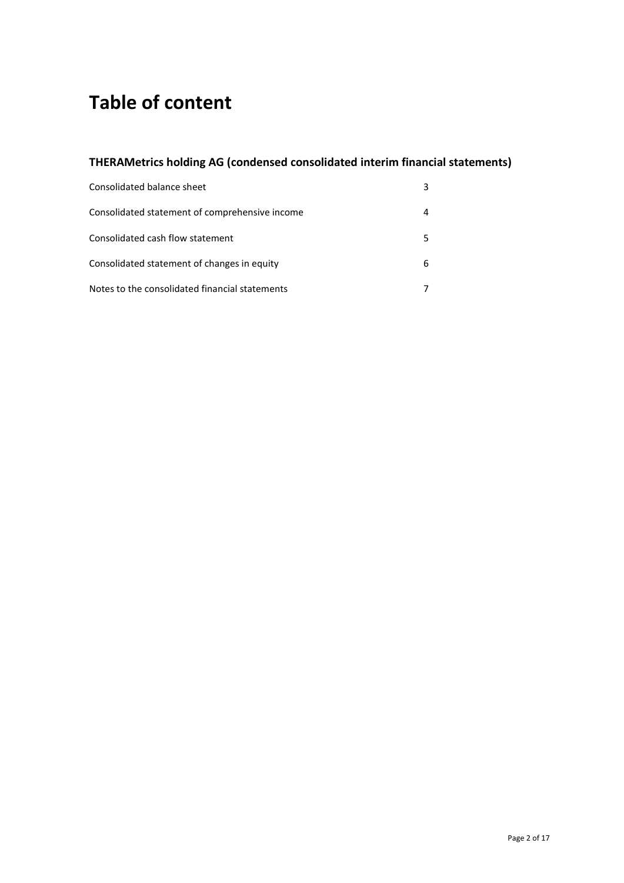# Table of content

## THERAMetrics holding AG (condensed consolidated interim financial statements)

| | |
|---|---|
| Consolidated balance sheet | 3 |
| Consolidated statement of comprehensive income | 4 |
| Consolidated cash flow statement | 5 |
| Consolidated statement of changes in equity | 6 |
| Notes to the consolidated financial statements | 7 |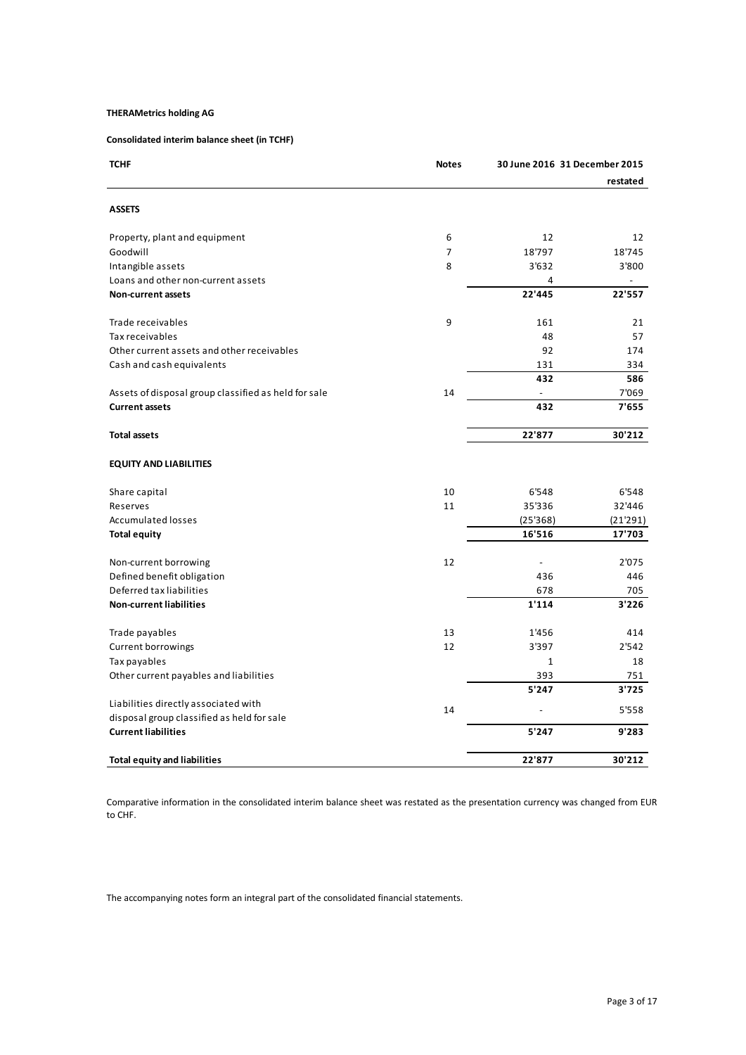**THERAMetrics holding AG**

**Consolidated interim balance sheet (in TCHF)**

| TCHF | Notes | 30 June 2016 | 31 December 2015 restated |
|---|---|---|---|
| **ASSETS** | | | |
| Property, plant and equipment | 6 | 12 | 12 |
| Goodwill | 7 | 18'797 | 18'745 |
| Intangible assets | 8 | 3'632 | 3'800 |
| Loans and other non-current assets | | 4 | - |
| **Non-current assets** | | **22'445** | **22'557** |
| Trade receivables | 9 | 161 | 21 |
| Tax receivables | | 48 | 57 |
| Other current assets and other receivables | | 92 | 174 |
| Cash and cash equivalents | | 131 | 334 |
| | | **432** | **586** |
| Assets of disposal group classified as held for sale | 14 | - | 7'069 |
| **Current assets** | | **432** | **7'655** |
| **Total assets** | | **22'877** | **30'212** |
| **EQUITY AND LIABILITIES** | | | |
| Share capital | 10 | 6'548 | 6'548 |
| Reserves | 11 | 35'336 | 32'446 |
| Accumulated losses | | (25'368) | (21'291) |
| **Total equity** | | **16'516** | **17'703** |
| Non-current borrowing | 12 | - | 2'075 |
| Defined benefit obligation | | 436 | 446 |
| Deferred tax liabilities | | 678 | 705 |
| **Non-current liabilities** | | **1'114** | **3'226** |
| Trade payables | 13 | 1'456 | 414 |
| Current borrowings | 12 | 3'397 | 2'542 |
| Tax payables | | 1 | 18 |
| Other current payables and liabilities | | 393 | 751 |
| | | **5'247** | **3'725** |
| Liabilities directly associated with disposal group classified as held for sale | 14 | - | 5'558 |
| **Current liabilities** | | **5'247** | **9'283** |
| **Total equity and liabilities** | | **22'877** | **30'212** |

Comparative information in the consolidated interim balance sheet was restated as the presentation currency was changed from EUR to CHF.

The accompanying notes form an integral part of the consolidated financial statements.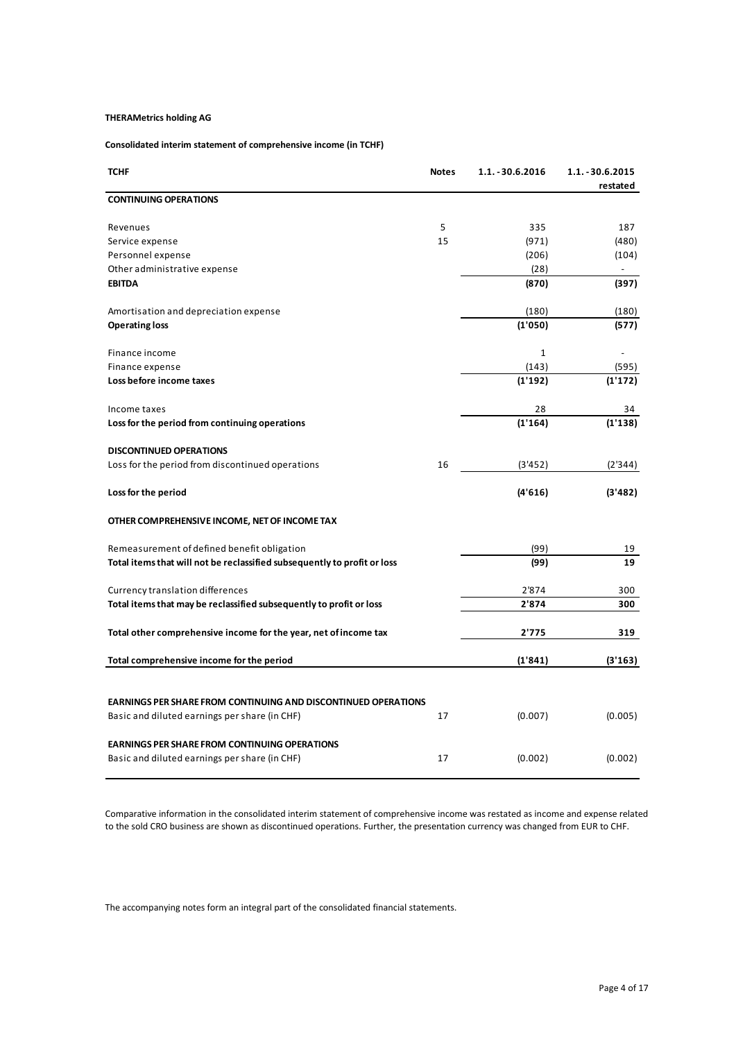**THERAMetrics holding AG**

**Consolidated interim statement of comprehensive income (in TCHF)**

| TCHF | Notes | 1.1.-30.6.2016 | 1.1.-30.6.2015 restated |
|---|---|---|---|
| **CONTINUING OPERATIONS** | | | |
| Revenues | 5 | 335 | 187 |
| Service expense | 15 | (971) | (480) |
| Personnel expense | | (206) | (104) |
| Other administrative expense | | (28) | - |
| **EBITDA** | | **(870)** | **(397)** |
| Amortisation and depreciation expense | | (180) | (180) |
| **Operating loss** | | **(1'050)** | **(577)** |
| Finance income | | 1 | - |
| Finance expense | | (143) | (595) |
| **Loss before income taxes** | | **(1'192)** | **(1'172)** |
| Income taxes | | 28 | 34 |
| **Loss for the period from continuing operations** | | **(1'164)** | **(1'138)** |
| **DISCONTINUED OPERATIONS** | | | |
| Loss for the period from discontinued operations | 16 | (3'452) | (2'344) |
| **Loss for the period** | | **(4'616)** | **(3'482)** |
| **OTHER COMPREHENSIVE INCOME, NET OF INCOME TAX** | | | |
| Remeasurement of defined benefit obligation | | (99) | 19 |
| **Total items that will not be reclassified subsequently to profit or loss** | | **(99)** | **19** |
| Currency translation differences | | 2'874 | 300 |
| **Total items that may be reclassified subsequently to profit or loss** | | **2'874** | **300** |
| **Total other comprehensive income for the year, net of income tax** | | **2'775** | **319** |
| **Total comprehensive income for the period** | | **(1'841)** | **(3'163)** |
| **EARNINGS PER SHARE FROM CONTINUING AND DISCONTINUED OPERATIONS** | | | |
| Basic and diluted earnings per share (in CHF) | 17 | (0.007) | (0.005) |
| **EARNINGS PER SHARE FROM CONTINUING OPERATIONS** | | | |
| Basic and diluted earnings per share (in CHF) | 17 | (0.002) | (0.002) |

Comparative information in the consolidated interim statement of comprehensive income was restated as income and expense related to the sold CRO business are shown as discontinued operations. Further, the presentation currency was changed from EUR to CHF.

The accompanying notes form an integral part of the consolidated financial statements.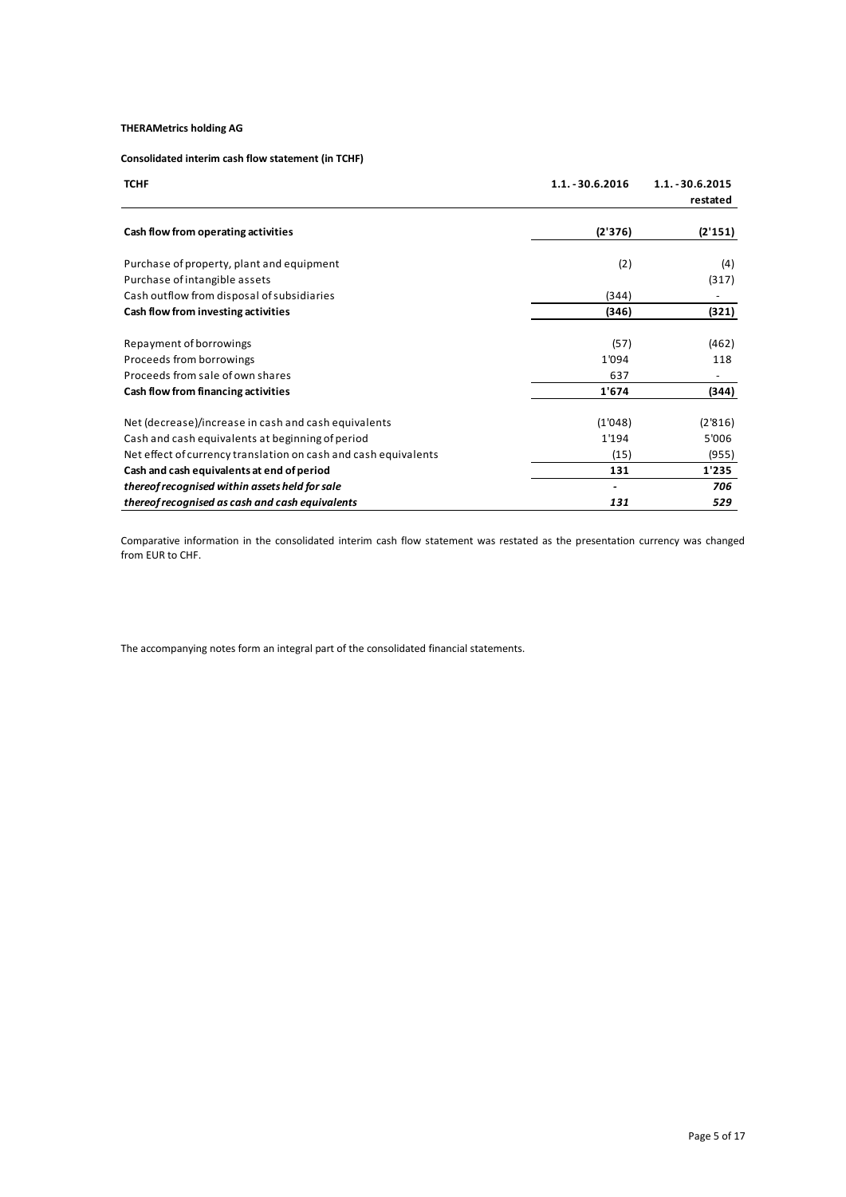**THERAMetrics holding AG**

**Consolidated interim cash flow statement (in TCHF)**

| **TCHF** | **1.1. - 30.6.2016** | **1.1. - 30.6.2015 restated** |
|---|---|---|
| **Cash flow from operating activities** | **(2'376)** | **(2'151)** |
| Purchase of property, plant and equipment | (2) | (4) |
| Purchase of intangible assets | | (317) |
| Cash outflow from disposal of subsidiaries | (344) | - |
| **Cash flow from investing activities** | **(346)** | **(321)** |
| Repayment of borrowings | (57) | (462) |
| Proceeds from borrowings | 1'094 | 118 |
| Proceeds from sale of own shares | 637 | - |
| **Cash flow from financing activities** | **1'674** | **(344)** |
| Net (decrease)/increase in cash and cash equivalents | (1'048) | (2'816) |
| Cash and cash equivalents at beginning of period | 1'194 | 5'006 |
| Net effect of currency translation on cash and cash equivalents | (15) | (955) |
| **Cash and cash equivalents at end of period** | **131** | **1'235** |
| ***thereof recognised within assets held for sale*** | - | ***706*** |
| ***thereof recognised as cash and cash equivalents*** | ***131*** | ***529*** |

Comparative information in the consolidated interim cash flow statement was restated as the presentation currency was changed from EUR to CHF.

The accompanying notes form an integral part of the consolidated financial statements.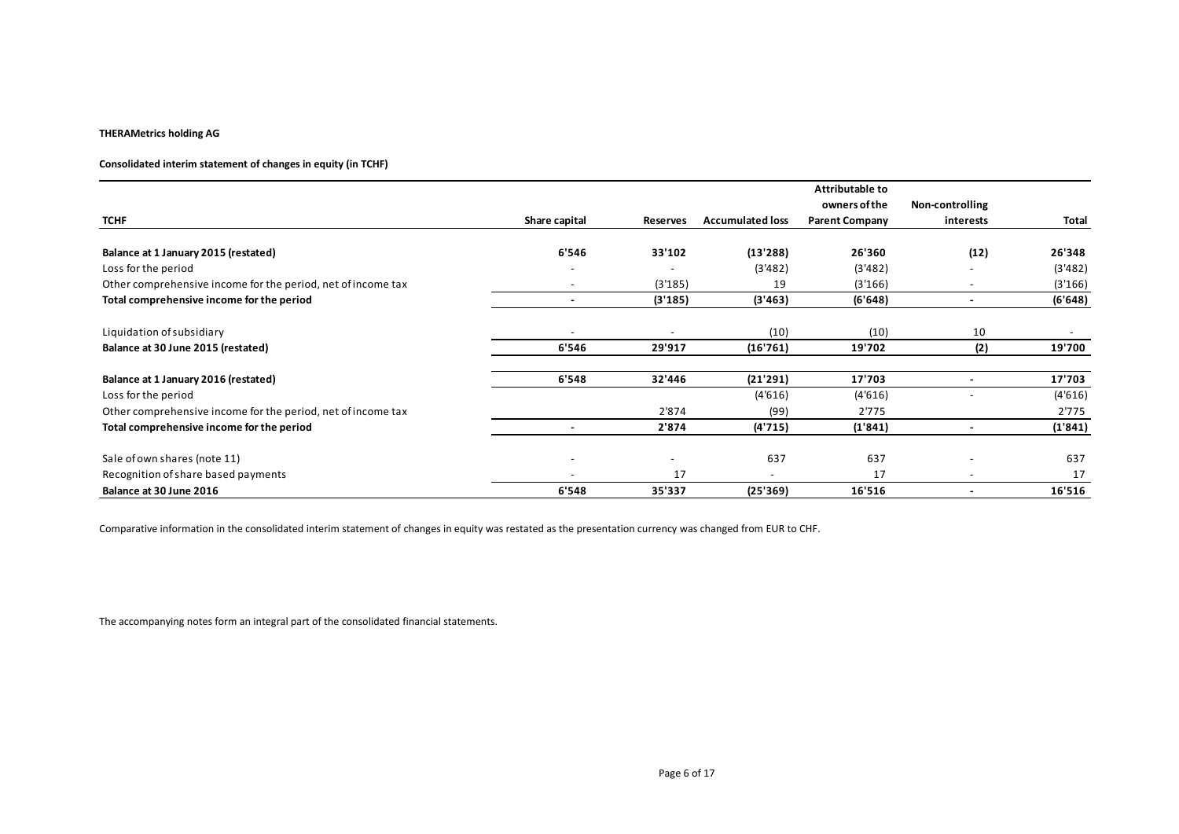**THERAMetrics holding AG**

**Consolidated interim statement of changes in equity (in TCHF)**

| TCHF | Share capital | Reserves | Accumulated loss | Attributable to owners of the Parent Company | Non-controlling interests | Total |
|---|---|---|---|---|---|---|
| **Balance at 1 January 2015 (restated)** | **6'546** | **33'102** | **(13'288)** | **26'360** | **(12)** | **26'348** |
| Loss for the period | - | - | (3'482) | (3'482) | - | (3'482) |
| Other comprehensive income for the period, net of income tax | - | (3'185) | 19 | (3'166) | - | (3'166) |
| **Total comprehensive income for the period** | **-** | **(3'185)** | **(3'463)** | **(6'648)** | **-** | **(6'648)** |
| Liquidation of subsidiary | - | - | (10) | (10) | 10 | - |
| **Balance at 30 June 2015 (restated)** | **6'546** | **29'917** | **(16'761)** | **19'702** | **(2)** | **19'700** |
| **Balance at 1 January 2016 (restated)** | **6'548** | **32'446** | **(21'291)** | **17'703** | **-** | **17'703** |
| Loss for the period | | | (4'616) | (4'616) | - | (4'616) |
| Other comprehensive income for the period, net of income tax | | 2'874 | (99) | 2'775 | | 2'775 |
| **Total comprehensive income for the period** | **-** | **2'874** | **(4'715)** | **(1'841)** | **-** | **(1'841)** |
| Sale of own shares (note 11) | - | - | 637 | 637 | - | 637 |
| Recognition of share based payments | - | 17 | - | 17 | - | 17 |
| **Balance at 30 June 2016** | **6'548** | **35'337** | **(25'369)** | **16'516** | **-** | **16'516** |

Comparative information in the consolidated interim statement of changes in equity was restated as the presentation currency was changed from EUR to CHF.

The accompanying notes form an integral part of the consolidated financial statements.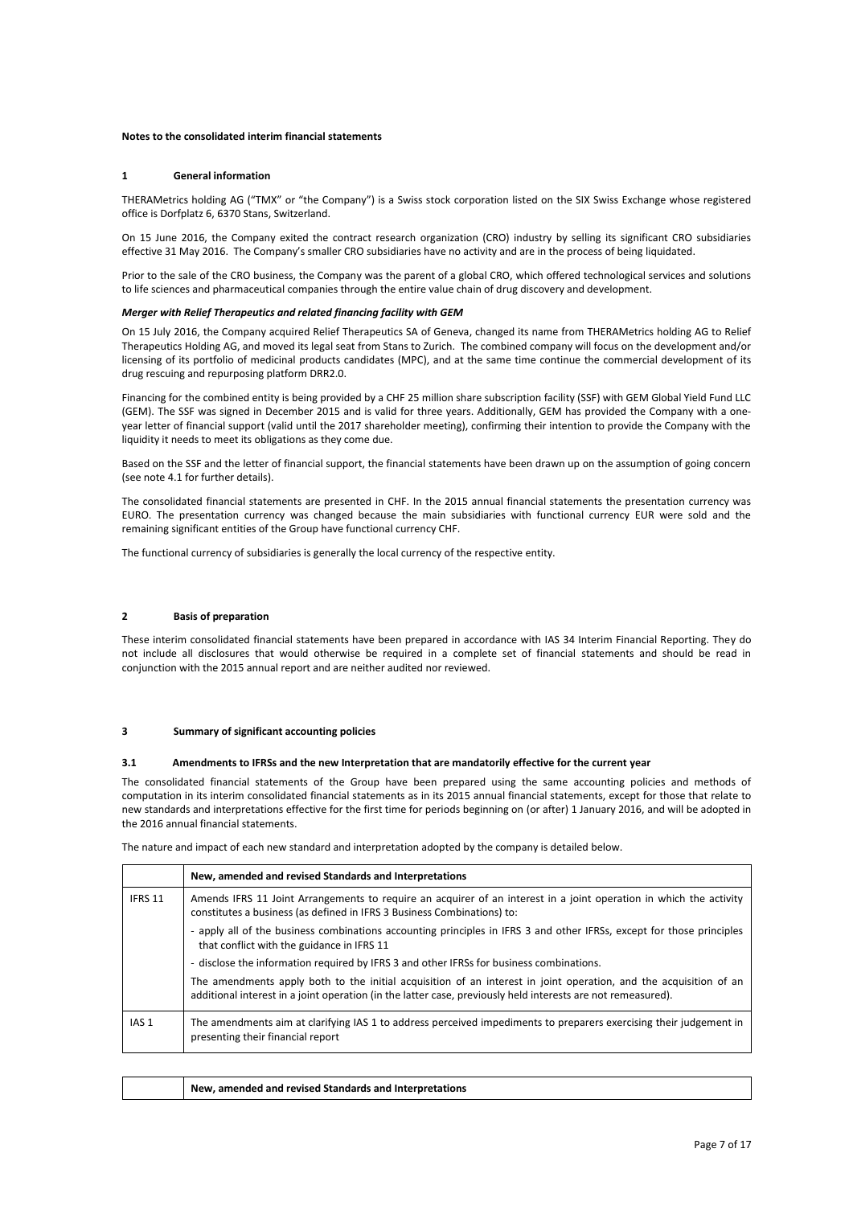**Notes to the consolidated interim financial statements**

## 1 General information

THERAMetrics holding AG ("TMX" or "the Company") is a Swiss stock corporation listed on the SIX Swiss Exchange whose registered office is Dorfplatz 6, 6370 Stans, Switzerland.

On 15 June 2016, the Company exited the contract research organization (CRO) industry by selling its significant CRO subsidiaries effective 31 May 2016. The Company's smaller CRO subsidiaries have no activity and are in the process of being liquidated.

Prior to the sale of the CRO business, the Company was the parent of a global CRO, which offered technological services and solutions to life sciences and pharmaceutical companies through the entire value chain of drug discovery and development.

***Merger with Relief Therapeutics and related financing facility with GEM***

On 15 July 2016, the Company acquired Relief Therapeutics SA of Geneva, changed its name from THERAMetrics holding AG to Relief Therapeutics Holding AG, and moved its legal seat from Stans to Zurich. The combined company will focus on the development and/or licensing of its portfolio of medicinal products candidates (MPC), and at the same time continue the commercial development of its drug rescuing and repurposing platform DRR2.0.

Financing for the combined entity is being provided by a CHF 25 million share subscription facility (SSF) with GEM Global Yield Fund LLC (GEM). The SSF was signed in December 2015 and is valid for three years. Additionally, GEM has provided the Company with a one-year letter of financial support (valid until the 2017 shareholder meeting), confirming their intention to provide the Company with the liquidity it needs to meet its obligations as they come due.

Based on the SSF and the letter of financial support, the financial statements have been drawn up on the assumption of going concern (see note 4.1 for further details).

The consolidated financial statements are presented in CHF. In the 2015 annual financial statements the presentation currency was EURO. The presentation currency was changed because the main subsidiaries with functional currency EUR were sold and the remaining significant entities of the Group have functional currency CHF.

The functional currency of subsidiaries is generally the local currency of the respective entity.

## 2 Basis of preparation

These interim consolidated financial statements have been prepared in accordance with IAS 34 Interim Financial Reporting. They do not include all disclosures that would otherwise be required in a complete set of financial statements and should be read in conjunction with the 2015 annual report and are neither audited nor reviewed.

## 3 Summary of significant accounting policies

### 3.1 Amendments to IFRSs and the new Interpretation that are mandatorily effective for the current year

The consolidated financial statements of the Group have been prepared using the same accounting policies and methods of computation in its interim consolidated financial statements as in its 2015 annual financial statements, except for those that relate to new standards and interpretations effective for the first time for periods beginning on (or after) 1 January 2016, and will be adopted in the 2016 annual financial statements.

The nature and impact of each new standard and interpretation adopted by the company is detailed below.

| | New, amended and revised Standards and Interpretations |
|---|---|
| IFRS 11 | Amends IFRS 11 Joint Arrangements to require an acquirer of an interest in a joint operation in which the activity constitutes a business (as defined in IFRS 3 Business Combinations) to:<br>- apply all of the business combinations accounting principles in IFRS 3 and other IFRSs, except for those principles that conflict with the guidance in IFRS 11<br>- disclose the information required by IFRS 3 and other IFRSs for business combinations.<br>The amendments apply both to the initial acquisition of an interest in joint operation, and the acquisition of an additional interest in a joint operation (in the latter case, previously held interests are not remeasured). |
| IAS 1 | The amendments aim at clarifying IAS 1 to address perceived impediments to preparers exercising their judgement in presenting their financial report |

| | New, amended and revised Standards and Interpretations |
|---|---|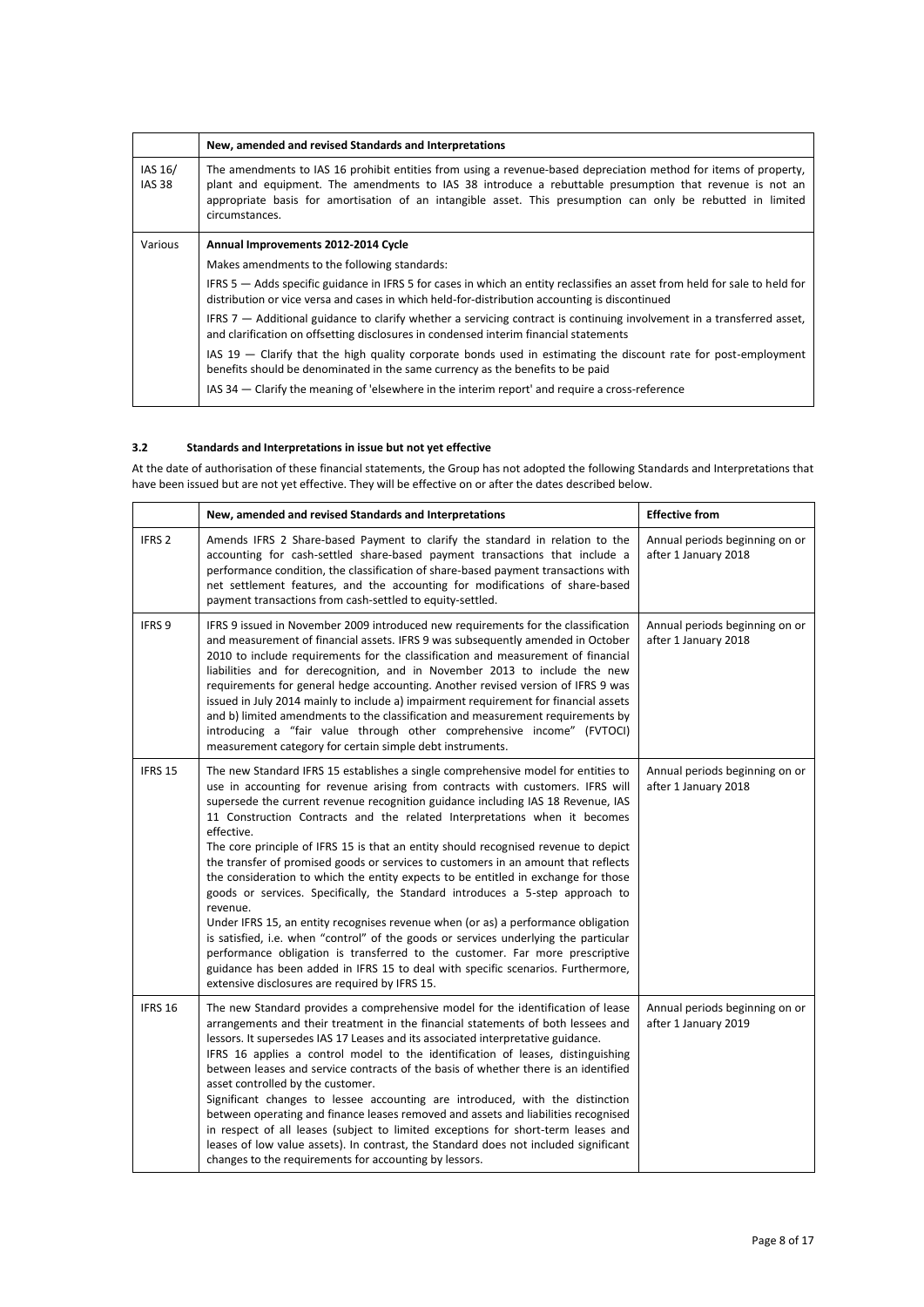| | New, amended and revised Standards and Interpretations |
|---|---|
| IAS 16/ IAS 38 | The amendments to IAS 16 prohibit entities from using a revenue-based depreciation method for items of property, plant and equipment. The amendments to IAS 38 introduce a rebuttable presumption that revenue is not an appropriate basis for amortisation of an intangible asset. This presumption can only be rebutted in limited circumstances. |
| Various | **Annual Improvements 2012-2014 Cycle**<br><br>Makes amendments to the following standards:<br><br>IFRS 5 — Adds specific guidance in IFRS 5 for cases in which an entity reclassifies an asset from held for sale to held for distribution or vice versa and cases in which held-for-distribution accounting is discontinued<br><br>IFRS 7 — Additional guidance to clarify whether a servicing contract is continuing involvement in a transferred asset, and clarification on offsetting disclosures in condensed interim financial statements<br><br>IAS 19 — Clarify that the high quality corporate bonds used in estimating the discount rate for post-employment benefits should be denominated in the same currency as the benefits to be paid<br><br>IAS 34 — Clarify the meaning of 'elsewhere in the interim report' and require a cross-reference |

### 3.2 Standards and Interpretations in issue but not yet effective

At the date of authorisation of these financial statements, the Group has not adopted the following Standards and Interpretations that have been issued but are not yet effective. They will be effective on or after the dates described below.

| | New, amended and revised Standards and Interpretations | Effective from |
|---|---|---|
| IFRS 2 | Amends IFRS 2 Share-based Payment to clarify the standard in relation to the accounting for cash-settled share-based payment transactions that include a performance condition, the classification of share-based payment transactions with net settlement features, and the accounting for modifications of share-based payment transactions from cash-settled to equity-settled. | Annual periods beginning on or after 1 January 2018 |
| IFRS 9 | IFRS 9 issued in November 2009 introduced new requirements for the classification and measurement of financial assets. IFRS 9 was subsequently amended in October 2010 to include requirements for the classification and measurement of financial liabilities and for derecognition, and in November 2013 to include the new requirements for general hedge accounting. Another revised version of IFRS 9 was issued in July 2014 mainly to include a) impairment requirement for financial assets and b) limited amendments to the classification and measurement requirements by introducing a "fair value through other comprehensive income" (FVTOCI) measurement category for certain simple debt instruments. | Annual periods beginning on or after 1 January 2018 |
| IFRS 15 | The new Standard IFRS 15 establishes a single comprehensive model for entities to use in accounting for revenue arising from contracts with customers. IFRS will supersede the current revenue recognition guidance including IAS 18 Revenue, IAS 11 Construction Contracts and the related Interpretations when it becomes effective.<br>The core principle of IFRS 15 is that an entity should recognised revenue to depict the transfer of promised goods or services to customers in an amount that reflects the consideration to which the entity expects to be entitled in exchange for those goods or services. Specifically, the Standard introduces a 5-step approach to revenue.<br>Under IFRS 15, an entity recognises revenue when (or as) a performance obligation is satisfied, i.e. when "control" of the goods or services underlying the particular performance obligation is transferred to the customer. Far more prescriptive guidance has been added in IFRS 15 to deal with specific scenarios. Furthermore, extensive disclosures are required by IFRS 15. | Annual periods beginning on or after 1 January 2018 |
| IFRS 16 | The new Standard provides a comprehensive model for the identification of lease arrangements and their treatment in the financial statements of both lessees and lessors. It supersedes IAS 17 Leases and its associated interpretative guidance.<br>IFRS 16 applies a control model to the identification of leases, distinguishing between leases and service contracts of the basis of whether there is an identified asset controlled by the customer.<br>Significant changes to lessee accounting are introduced, with the distinction between operating and finance leases removed and assets and liabilities recognised in respect of all leases (subject to limited exceptions for short-term leases and leases of low value assets). In contrast, the Standard does not included significant changes to the requirements for accounting by lessors. | Annual periods beginning on or after 1 January 2019 |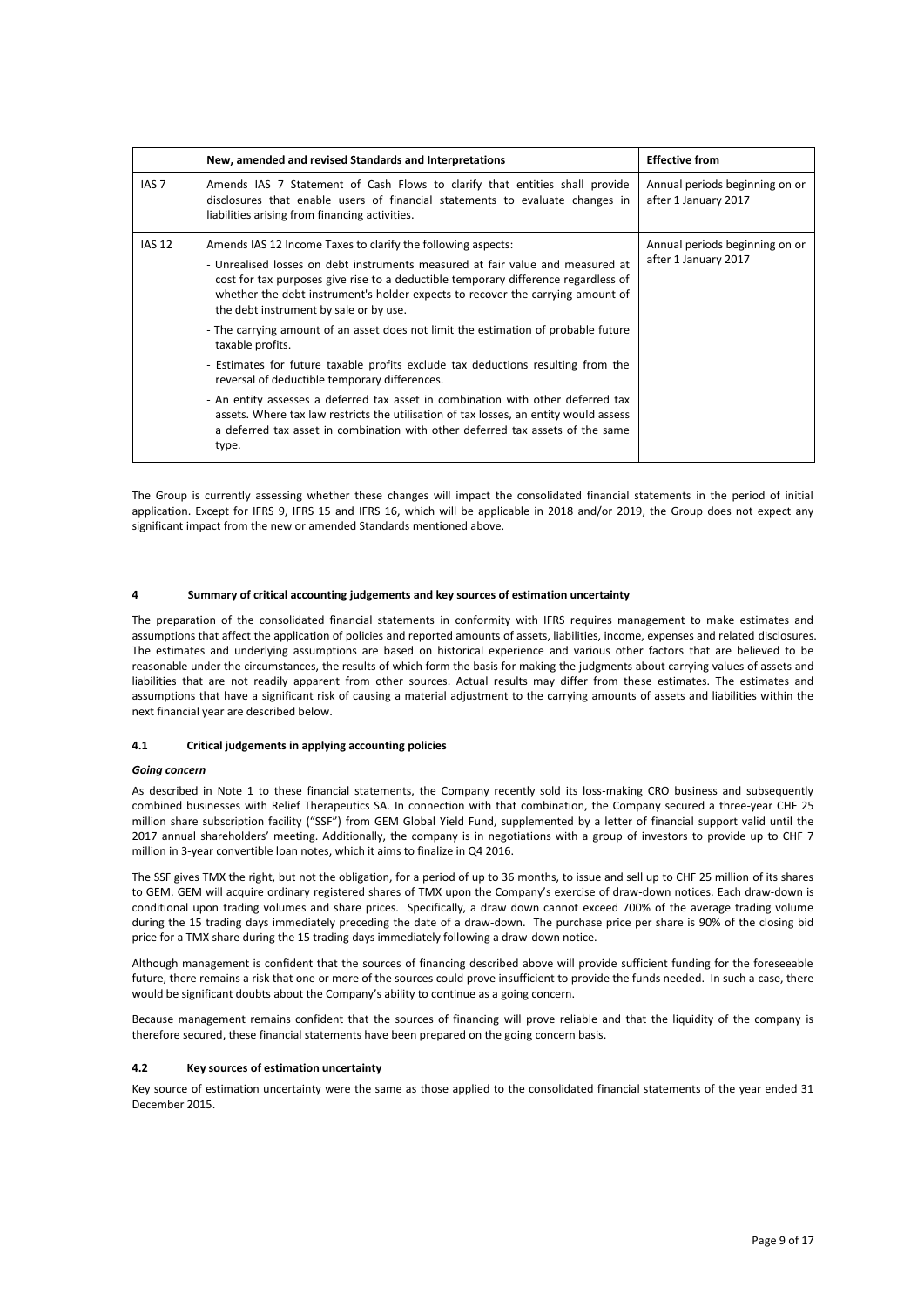|  | New, amended and revised Standards and Interpretations | Effective from |
| --- | --- | --- |
| IAS 7 | Amends IAS 7 Statement of Cash Flows to clarify that entities shall provide disclosures that enable users of financial statements to evaluate changes in liabilities arising from financing activities. | Annual periods beginning on or after 1 January 2017 |
| IAS 12 | Amends IAS 12 Income Taxes to clarify the following aspects:<br>- Unrealised losses on debt instruments measured at fair value and measured at cost for tax purposes give rise to a deductible temporary difference regardless of whether the debt instrument's holder expects to recover the carrying amount of the debt instrument by sale or by use.<br>- The carrying amount of an asset does not limit the estimation of probable future taxable profits.<br>- Estimates for future taxable profits exclude tax deductions resulting from the reversal of deductible temporary differences.<br>- An entity assesses a deferred tax asset in combination with other deferred tax assets. Where tax law restricts the utilisation of tax losses, an entity would assess a deferred tax asset in combination with other deferred tax assets of the same type. | Annual periods beginning on or after 1 January 2017 |

The Group is currently assessing whether these changes will impact the consolidated financial statements in the period of initial application. Except for IFRS 9, IFRS 15 and IFRS 16, which will be applicable in 2018 and/or 2019, the Group does not expect any significant impact from the new or amended Standards mentioned above.

## 4 Summary of critical accounting judgements and key sources of estimation uncertainty

The preparation of the consolidated financial statements in conformity with IFRS requires management to make estimates and assumptions that affect the application of policies and reported amounts of assets, liabilities, income, expenses and related disclosures. The estimates and underlying assumptions are based on historical experience and various other factors that are believed to be reasonable under the circumstances, the results of which form the basis for making the judgments about carrying values of assets and liabilities that are not readily apparent from other sources. Actual results may differ from these estimates. The estimates and assumptions that have a significant risk of causing a material adjustment to the carrying amounts of assets and liabilities within the next financial year are described below.

### 4.1 Critical judgements in applying accounting policies

***Going concern***

As described in Note 1 to these financial statements, the Company recently sold its loss-making CRO business and subsequently combined businesses with Relief Therapeutics SA. In connection with that combination, the Company secured a three-year CHF 25 million share subscription facility ("SSF") from GEM Global Yield Fund, supplemented by a letter of financial support valid until the 2017 annual shareholders' meeting. Additionally, the company is in negotiations with a group of investors to provide up to CHF 7 million in 3-year convertible loan notes, which it aims to finalize in Q4 2016.

The SSF gives TMX the right, but not the obligation, for a period of up to 36 months, to issue and sell up to CHF 25 million of its shares to GEM. GEM will acquire ordinary registered shares of TMX upon the Company's exercise of draw-down notices. Each draw-down is conditional upon trading volumes and share prices. Specifically, a draw down cannot exceed 700% of the average trading volume during the 15 trading days immediately preceding the date of a draw-down. The purchase price per share is 90% of the closing bid price for a TMX share during the 15 trading days immediately following a draw-down notice.

Although management is confident that the sources of financing described above will provide sufficient funding for the foreseeable future, there remains a risk that one or more of the sources could prove insufficient to provide the funds needed. In such a case, there would be significant doubts about the Company's ability to continue as a going concern.

Because management remains confident that the sources of financing will prove reliable and that the liquidity of the company is therefore secured, these financial statements have been prepared on the going concern basis.

### 4.2 Key sources of estimation uncertainty

Key source of estimation uncertainty were the same as those applied to the consolidated financial statements of the year ended 31 December 2015.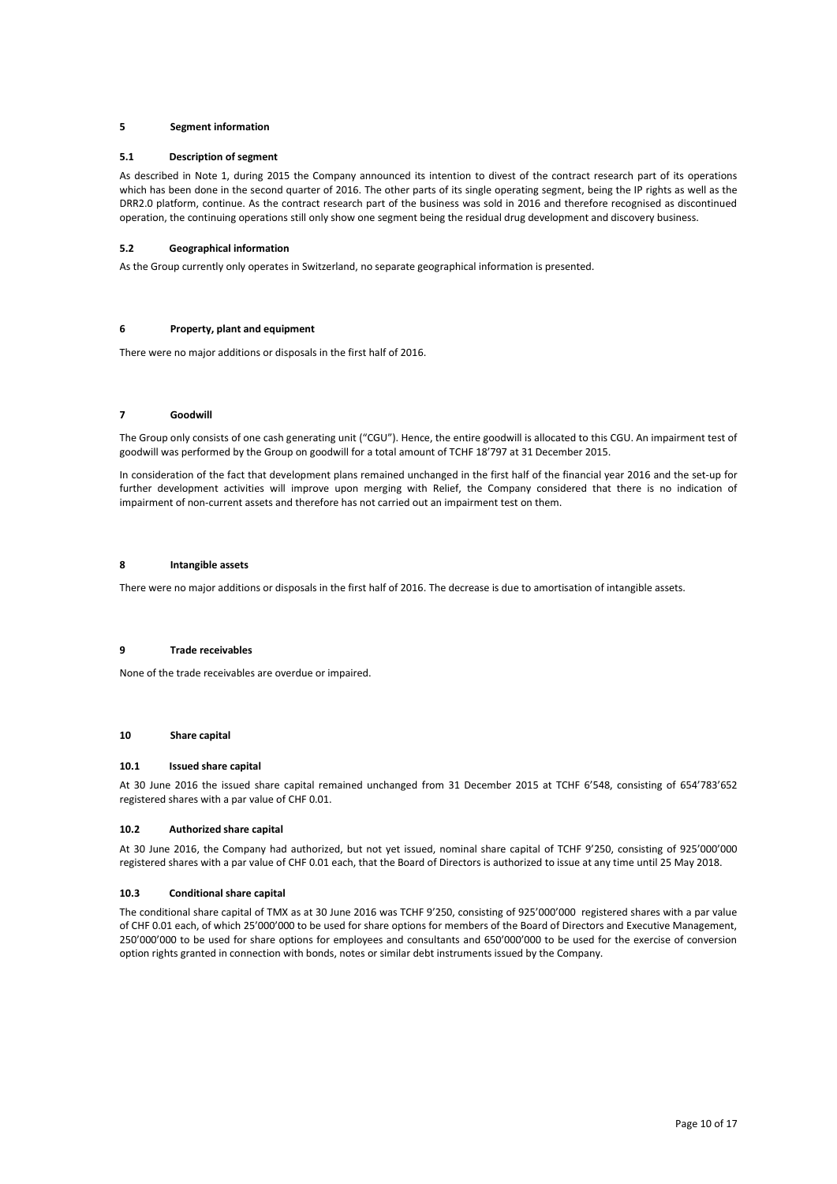## 5 Segment information

### 5.1 Description of segment

As described in Note 1, during 2015 the Company announced its intention to divest of the contract research part of its operations which has been done in the second quarter of 2016. The other parts of its single operating segment, being the IP rights as well as the DRR2.0 platform, continue. As the contract research part of the business was sold in 2016 and therefore recognised as discontinued operation, the continuing operations still only show one segment being the residual drug development and discovery business.

### 5.2 Geographical information

As the Group currently only operates in Switzerland, no separate geographical information is presented.

## 6 Property, plant and equipment

There were no major additions or disposals in the first half of 2016.

## 7 Goodwill

The Group only consists of one cash generating unit ("CGU"). Hence, the entire goodwill is allocated to this CGU. An impairment test of goodwill was performed by the Group on goodwill for a total amount of TCHF 18'797 at 31 December 2015.

In consideration of the fact that development plans remained unchanged in the first half of the financial year 2016 and the set-up for further development activities will improve upon merging with Relief, the Company considered that there is no indication of impairment of non-current assets and therefore has not carried out an impairment test on them.

## 8 Intangible assets

There were no major additions or disposals in the first half of 2016. The decrease is due to amortisation of intangible assets.

## 9 Trade receivables

None of the trade receivables are overdue or impaired.

## 10 Share capital

### 10.1 Issued share capital

At 30 June 2016 the issued share capital remained unchanged from 31 December 2015 at TCHF 6'548, consisting of 654'783'652 registered shares with a par value of CHF 0.01.

### 10.2 Authorized share capital

At 30 June 2016, the Company had authorized, but not yet issued, nominal share capital of TCHF 9'250, consisting of 925'000'000 registered shares with a par value of CHF 0.01 each, that the Board of Directors is authorized to issue at any time until 25 May 2018.

### 10.3 Conditional share capital

The conditional share capital of TMX as at 30 June 2016 was TCHF 9'250, consisting of 925'000'000 registered shares with a par value of CHF 0.01 each, of which 25'000'000 to be used for share options for members of the Board of Directors and Executive Management, 250'000'000 to be used for share options for employees and consultants and 650'000'000 to be used for the exercise of conversion option rights granted in connection with bonds, notes or similar debt instruments issued by the Company.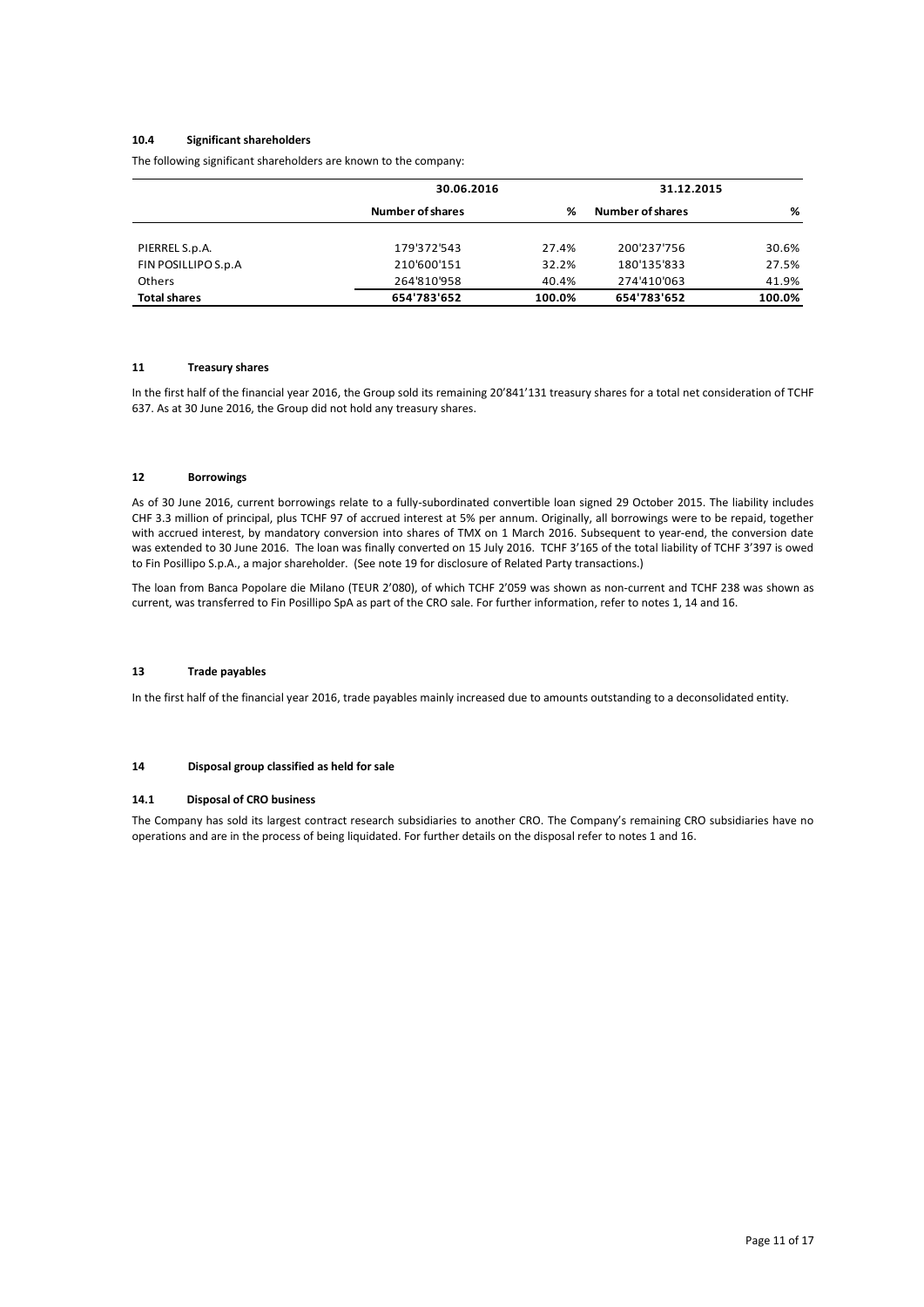### 10.4 Significant shareholders

The following significant shareholders are known to the company:

| | 30.06.2016 | | 31.12.2015 | |
|---|---|---|---|---|
| | Number of shares | % | Number of shares | % |
| PIERREL S.p.A. | 179'372'543 | 27.4% | 200'237'756 | 30.6% |
| FIN POSILLIPO S.p.A | 210'600'151 | 32.2% | 180'135'833 | 27.5% |
| Others | 264'810'958 | 40.4% | 274'410'063 | 41.9% |
| **Total shares** | **654'783'652** | **100.0%** | **654'783'652** | **100.0%** |

## 11 Treasury shares

In the first half of the financial year 2016, the Group sold its remaining 20'841'131 treasury shares for a total net consideration of TCHF 637. As at 30 June 2016, the Group did not hold any treasury shares.

## 12 Borrowings

As of 30 June 2016, current borrowings relate to a fully-subordinated convertible loan signed 29 October 2015. The liability includes CHF 3.3 million of principal, plus TCHF 97 of accrued interest at 5% per annum. Originally, all borrowings were to be repaid, together with accrued interest, by mandatory conversion into shares of TMX on 1 March 2016. Subsequent to year-end, the conversion date was extended to 30 June 2016. The loan was finally converted on 15 July 2016. TCHF 3'165 of the total liability of TCHF 3'397 is owed to Fin Posillipo S.p.A., a major shareholder. (See note 19 for disclosure of Related Party transactions.)

The loan from Banca Popolare die Milano (TEUR 2'080), of which TCHF 2'059 was shown as non-current and TCHF 238 was shown as current, was transferred to Fin Posillipo SpA as part of the CRO sale. For further information, refer to notes 1, 14 and 16.

## 13 Trade payables

In the first half of the financial year 2016, trade payables mainly increased due to amounts outstanding to a deconsolidated entity.

## 14 Disposal group classified as held for sale

### 14.1 Disposal of CRO business

The Company has sold its largest contract research subsidiaries to another CRO. The Company's remaining CRO subsidiaries have no operations and are in the process of being liquidated. For further details on the disposal refer to notes 1 and 16.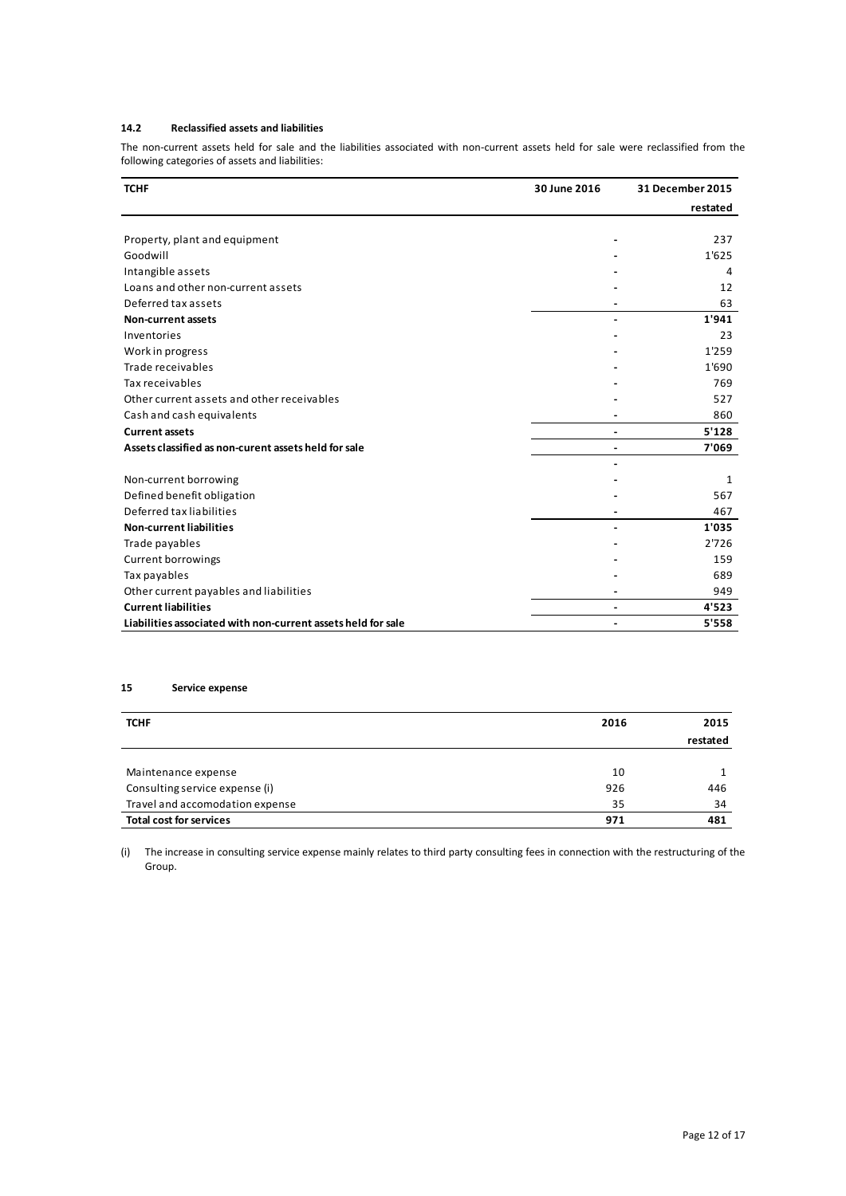### 14.2 Reclassified assets and liabilities

The non-current assets held for sale and the liabilities associated with non-current assets held for sale were reclassified from the following categories of assets and liabilities:

| TCHF | 30 June 2016 | 31 December 2015 restated |
|---|---|---|
| Property, plant and equipment | - | 237 |
| Goodwill | - | 1'625 |
| Intangible assets | - | 4 |
| Loans and other non-current assets | - | 12 |
| Deferred tax assets | - | 63 |
| **Non-current assets** | - | **1'941** |
| Inventories | - | 23 |
| Work in progress | - | 1'259 |
| Trade receivables | - | 1'690 |
| Tax receivables | - | 769 |
| Other current assets and other receivables | - | 527 |
| Cash and cash equivalents | - | 860 |
| **Current assets** | - | **5'128** |
| **Assets classified as non-curent assets held for sale** | - | **7'069** |
| | - | |
| Non-current borrowing | - | 1 |
| Defined benefit obligation | - | 567 |
| Deferred tax liabilities | - | 467 |
| **Non-current liabilities** | - | **1'035** |
| Trade payables | - | 2'726 |
| Current borrowings | - | 159 |
| Tax payables | - | 689 |
| Other current payables and liabilities | - | 949 |
| **Current liabilities** | - | **4'523** |
| **Liabilities associated with non-current assets held for sale** | - | **5'558** |

## 15 Service expense

| TCHF | 2016 | 2015 restated |
|---|---|---|
| Maintenance expense | 10 | 1 |
| Consulting service expense (i) | 926 | 446 |
| Travel and accomodation expense | 35 | 34 |
| **Total cost for services** | **971** | **481** |

(i) The increase in consulting service expense mainly relates to third party consulting fees in connection with the restructuring of the Group.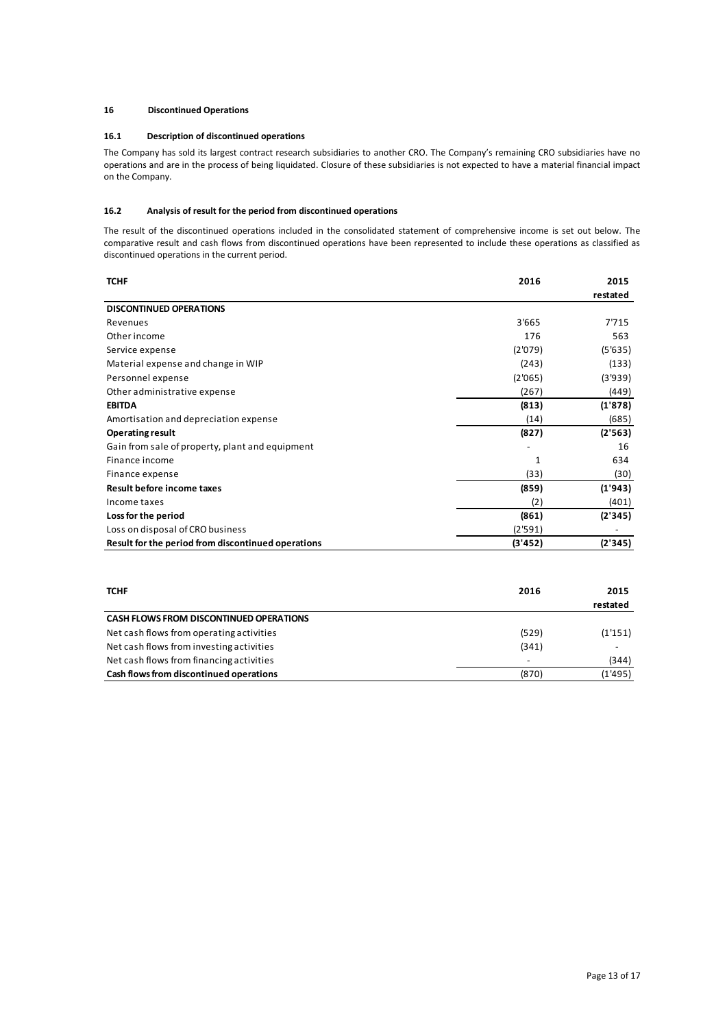## 16 Discontinued Operations

### 16.1 Description of discontinued operations

The Company has sold its largest contract research subsidiaries to another CRO. The Company's remaining CRO subsidiaries have no operations and are in the process of being liquidated. Closure of these subsidiaries is not expected to have a material financial impact on the Company.

### 16.2 Analysis of result for the period from discontinued operations

The result of the discontinued operations included in the consolidated statement of comprehensive income is set out below. The comparative result and cash flows from discontinued operations have been represented to include these operations as classified as discontinued operations in the current period.

| TCHF | 2016 | 2015 restated |
|---|---|---|
| **DISCONTINUED OPERATIONS** | | |
| Revenues | 3'665 | 7'715 |
| Other income | 176 | 563 |
| Service expense | (2'079) | (5'635) |
| Material expense and change in WIP | (243) | (133) |
| Personnel expense | (2'065) | (3'939) |
| Other administrative expense | (267) | (449) |
| **EBITDA** | **(813)** | **(1'878)** |
| Amortisation and depreciation expense | (14) | (685) |
| **Operating result** | **(827)** | **(2'563)** |
| Gain from sale of property, plant and equipment | - | 16 |
| Finance income | 1 | 634 |
| Finance expense | (33) | (30) |
| **Result before income taxes** | **(859)** | **(1'943)** |
| Income taxes | (2) | (401) |
| **Loss for the period** | **(861)** | **(2'345)** |
| Loss on disposal of CRO business | (2'591) | - |
| **Result for the period from discontinued operations** | **(3'452)** | **(2'345)** |

| TCHF | 2016 | 2015 restated |
|---|---|---|
| **CASH FLOWS FROM DISCONTINUED OPERATIONS** | | |
| Net cash flows from operating activities | (529) | (1'151) |
| Net cash flows from investing activities | (341) | - |
| Net cash flows from financing activities | - | (344) |
| **Cash flows from discontinued operations** | (870) | (1'495) |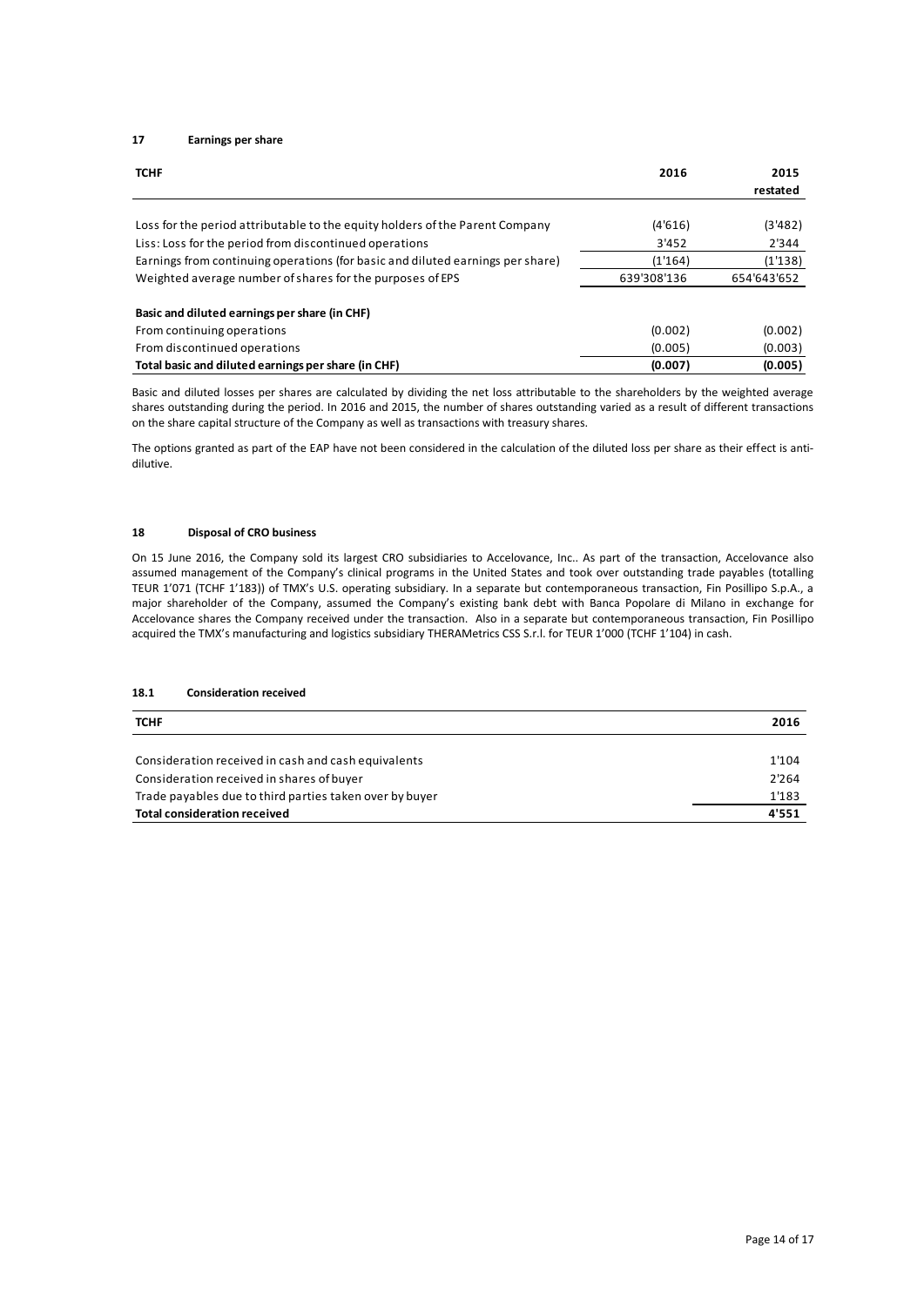## 17 Earnings per share

| TCHF | 2016 | 2015 restated |
|---|---|---|
| Loss for the period attributable to the equity holders of the Parent Company | (4'616) | (3'482) |
| Liss: Loss for the period from discontinued operations | 3'452 | 2'344 |
| Earnings from continuing operations (for basic and diluted earnings per share) | (1'164) | (1'138) |
| Weighted average number of shares for the purposes of EPS | 639'308'136 | 654'643'652 |
| **Basic and diluted earnings per share (in CHF)** | | |
| From continuing operations | (0.002) | (0.002) |
| From discontinued operations | (0.005) | (0.003) |
| **Total basic and diluted earnings per share (in CHF)** | **(0.007)** | **(0.005)** |

Basic and diluted losses per shares are calculated by dividing the net loss attributable to the shareholders by the weighted average shares outstanding during the period. In 2016 and 2015, the number of shares outstanding varied as a result of different transactions on the share capital structure of the Company as well as transactions with treasury shares.

The options granted as part of the EAP have not been considered in the calculation of the diluted loss per share as their effect is anti-dilutive.

## 18 Disposal of CRO business

On 15 June 2016, the Company sold its largest CRO subsidiaries to Accelovance, Inc.. As part of the transaction, Accelovance also assumed management of the Company's clinical programs in the United States and took over outstanding trade payables (totalling TEUR 1'071 (TCHF 1'183)) of TMX's U.S. operating subsidiary. In a separate but contemporaneous transaction, Fin Posillipo S.p.A., a major shareholder of the Company, assumed the Company's existing bank debt with Banca Popolare di Milano in exchange for Accelovance shares the Company received under the transaction. Also in a separate but contemporaneous transaction, Fin Posillipo acquired the TMX's manufacturing and logistics subsidiary THERAMetrics CSS S.r.l. for TEUR 1'000 (TCHF 1'104) in cash.

### 18.1 Consideration received

| TCHF | 2016 |
|---|---|
| Consideration received in cash and cash equivalents | 1'104 |
| Consideration received in shares of buyer | 2'264 |
| Trade payables due to third parties taken over by buyer | 1'183 |
| **Total consideration received** | **4'551** |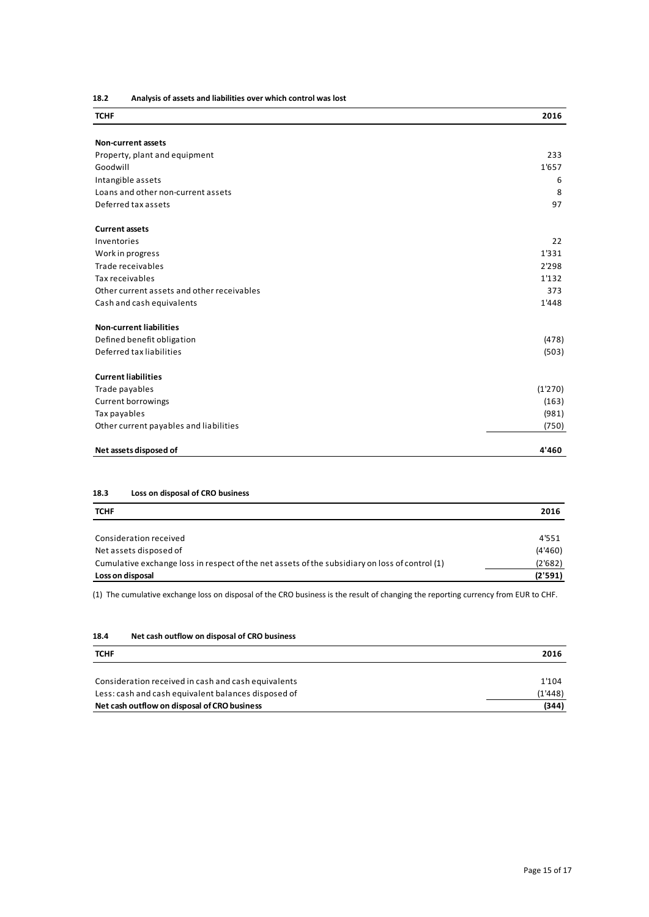### 18.2 Analysis of assets and liabilities over which control was lost

| TCHF | 2016 |
| --- | --- |
| **Non-current assets** | |
| Property, plant and equipment | 233 |
| Goodwill | 1'657 |
| Intangible assets | 6 |
| Loans and other non-current assets | 8 |
| Deferred tax assets | 97 |
| **Current assets** | |
| Inventories | 22 |
| Work in progress | 1'331 |
| Trade receivables | 2'298 |
| Tax receivables | 1'132 |
| Other current assets and other receivables | 373 |
| Cash and cash equivalents | 1'448 |
| **Non-current liabilities** | |
| Defined benefit obligation | (478) |
| Deferred tax liabilities | (503) |
| **Current liabilities** | |
| Trade payables | (1'270) |
| Current borrowings | (163) |
| Tax payables | (981) |
| Other current payables and liabilities | (750) |
| **Net assets disposed of** | **4'460** |

### 18.3 Loss on disposal of CRO business

| TCHF | 2016 |
| --- | --- |
| Consideration received | 4'551 |
| Net assets disposed of | (4'460) |
| Cumulative exchange loss in respect of the net assets of the subsidiary on loss of control (1) | (2'682) |
| **Loss on disposal** | **(2'591)** |

(1) The cumulative exchange loss on disposal of the CRO business is the result of changing the reporting currency from EUR to CHF.

### 18.4 Net cash outflow on disposal of CRO business

| TCHF | 2016 |
| --- | --- |
| Consideration received in cash and cash equivalents | 1'104 |
| Less: cash and cash equivalent balances disposed of | (1'448) |
| **Net cash outflow on disposal of CRO business** | **(344)** |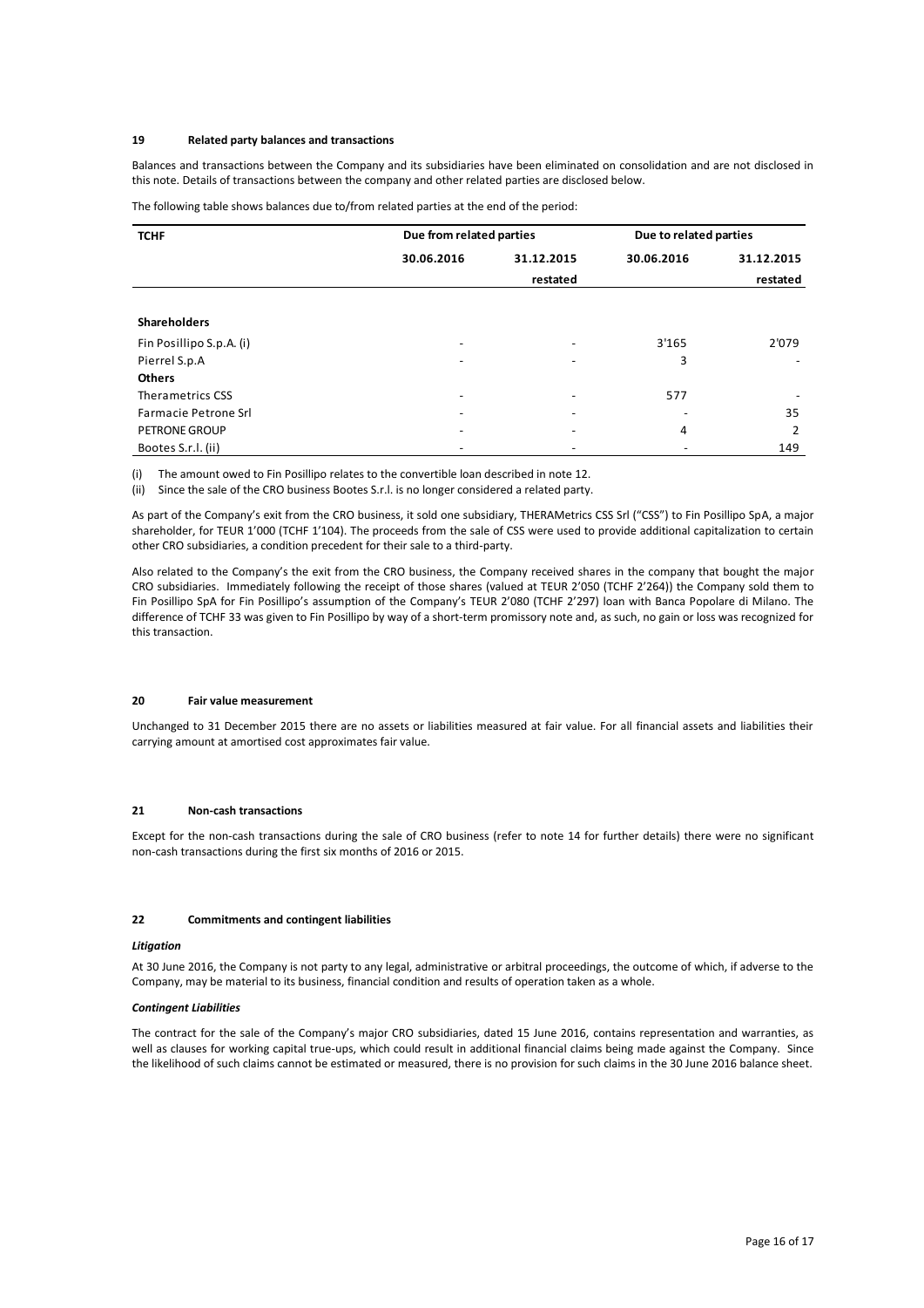## 19 Related party balances and transactions

Balances and transactions between the Company and its subsidiaries have been eliminated on consolidation and are not disclosed in this note. Details of transactions between the company and other related parties are disclosed below.

The following table shows balances due to/from related parties at the end of the period:

| TCHF | Due from related parties | | Due to related parties | |
|---|---|---|---|---|
| | 30.06.2016 | 31.12.2015 restated | 30.06.2016 | 31.12.2015 restated |
| **Shareholders** | | | | |
| Fin Posillipo S.p.A. (i) | - | - | 3'165 | 2'079 |
| Pierrel S.p.A | - | - | 3 | - |
| **Others** | | | | |
| Therametrics CSS | - | - | 577 | - |
| Farmacie Petrone Srl | - | - | - | 35 |
| PETRONE GROUP | - | - | 4 | 2 |
| Bootes S.r.l. (ii) | - | - | - | 149 |

(i) The amount owed to Fin Posillipo relates to the convertible loan described in note 12.

(ii) Since the sale of the CRO business Bootes S.r.l. is no longer considered a related party.

As part of the Company's exit from the CRO business, it sold one subsidiary, THERAMetrics CSS Srl ("CSS") to Fin Posillipo SpA, a major shareholder, for TEUR 1'000 (TCHF 1'104). The proceeds from the sale of CSS were used to provide additional capitalization to certain other CRO subsidiaries, a condition precedent for their sale to a third-party.

Also related to the Company's the exit from the CRO business, the Company received shares in the company that bought the major CRO subsidiaries. Immediately following the receipt of those shares (valued at TEUR 2'050 (TCHF 2'264)) the Company sold them to Fin Posillipo SpA for Fin Posillipo's assumption of the Company's TEUR 2'080 (TCHF 2'297) loan with Banca Popolare di Milano. The difference of TCHF 33 was given to Fin Posillipo by way of a short-term promissory note and, as such, no gain or loss was recognized for this transaction.

## 20 Fair value measurement

Unchanged to 31 December 2015 there are no assets or liabilities measured at fair value. For all financial assets and liabilities their carrying amount at amortised cost approximates fair value.

## 21 Non-cash transactions

Except for the non-cash transactions during the sale of CRO business (refer to note 14 for further details) there were no significant non-cash transactions during the first six months of 2016 or 2015.

## 22 Commitments and contingent liabilities

***Litigation***

At 30 June 2016, the Company is not party to any legal, administrative or arbitral proceedings, the outcome of which, if adverse to the Company, may be material to its business, financial condition and results of operation taken as a whole.

***Contingent Liabilities***

The contract for the sale of the Company's major CRO subsidiaries, dated 15 June 2016, contains representation and warranties, as well as clauses for working capital true-ups, which could result in additional financial claims being made against the Company. Since the likelihood of such claims cannot be estimated or measured, there is no provision for such claims in the 30 June 2016 balance sheet.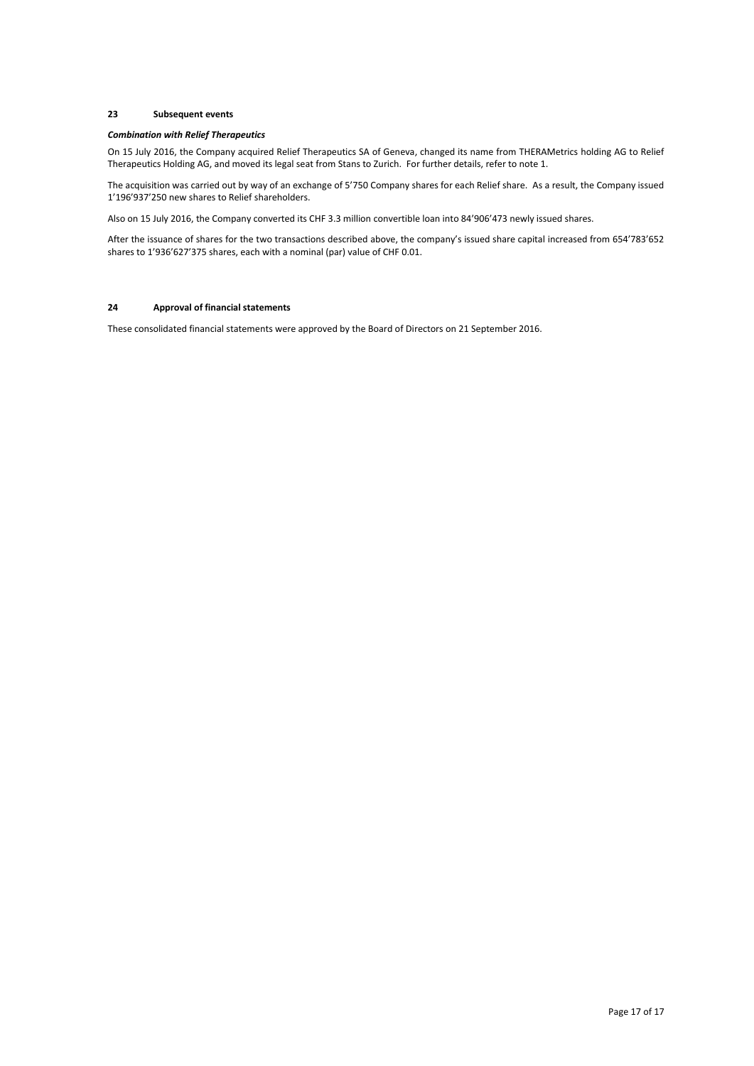## 23 Subsequent events

***Combination with Relief Therapeutics***

On 15 July 2016, the Company acquired Relief Therapeutics SA of Geneva, changed its name from THERAMetrics holding AG to Relief Therapeutics Holding AG, and moved its legal seat from Stans to Zurich. For further details, refer to note 1.

The acquisition was carried out by way of an exchange of 5'750 Company shares for each Relief share. As a result, the Company issued 1'196'937'250 new shares to Relief shareholders.

Also on 15 July 2016, the Company converted its CHF 3.3 million convertible loan into 84'906'473 newly issued shares.

After the issuance of shares for the two transactions described above, the company's issued share capital increased from 654'783'652 shares to 1'936'627'375 shares, each with a nominal (par) value of CHF 0.01.

## 24 Approval of financial statements

These consolidated financial statements were approved by the Board of Directors on 21 September 2016.